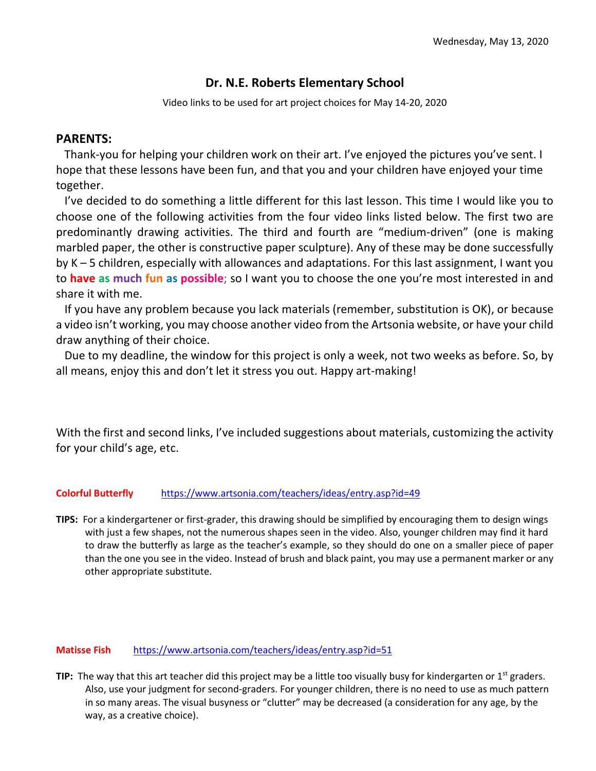Wednesday, May 13, 2020

## Dr. N.E. Roberts Elementary School

Video links to be used for art project choices for May 14-20, 2020

**PARENTS:**

Thank-you for helping your children work on their art. I've enjoyed the pictures you've sent. I hope that these lessons have been fun, and that you and your children have enjoyed your time together.

I've decided to do something a little different for this last lesson. This time I would like you to choose one of the following activities from the four video links listed below. The first two are predominantly drawing activities. The third and fourth are "medium-driven" (one is making marbled paper, the other is constructive paper sculpture). Any of these may be done successfully by K – 5 children, especially with allowances and adaptations. For this last assignment, I want you to **have as much fun as possible**; so I want you to choose the one you're most interested in and share it with me.

If you have any problem because you lack materials (remember, substitution is OK), or because a video isn't working, you may choose another video from the Artsonia website, or have your child draw anything of their choice.

Due to my deadline, the window for this project is only a week, not two weeks as before. So, by all means, enjoy this and don't let it stress you out. Happy art-making!

With the first and second links, I've included suggestions about materials, customizing the activity for your child's age, etc.

**Colorful Butterfly** https://www.artsonia.com/teachers/ideas/entry.asp?id=49

**TIPS:** For a kindergartener or first-grader, this drawing should be simplified by encouraging them to design wings with just a few shapes, not the numerous shapes seen in the video. Also, younger children may find it hard to draw the butterfly as large as the teacher's example, so they should do one on a smaller piece of paper than the one you see in the video. Instead of brush and black paint, you may use a permanent marker or any other appropriate substitute.

**Matisse Fish** https://www.artsonia.com/teachers/ideas/entry.asp?id=51

**TIP:** The way that this art teacher did this project may be a little too visually busy for kindergarten or 1st graders. Also, use your judgment for second-graders. For younger children, there is no need to use as much pattern in so many areas. The visual busyness or "clutter" may be decreased (a consideration for any age, by the way, as a creative choice).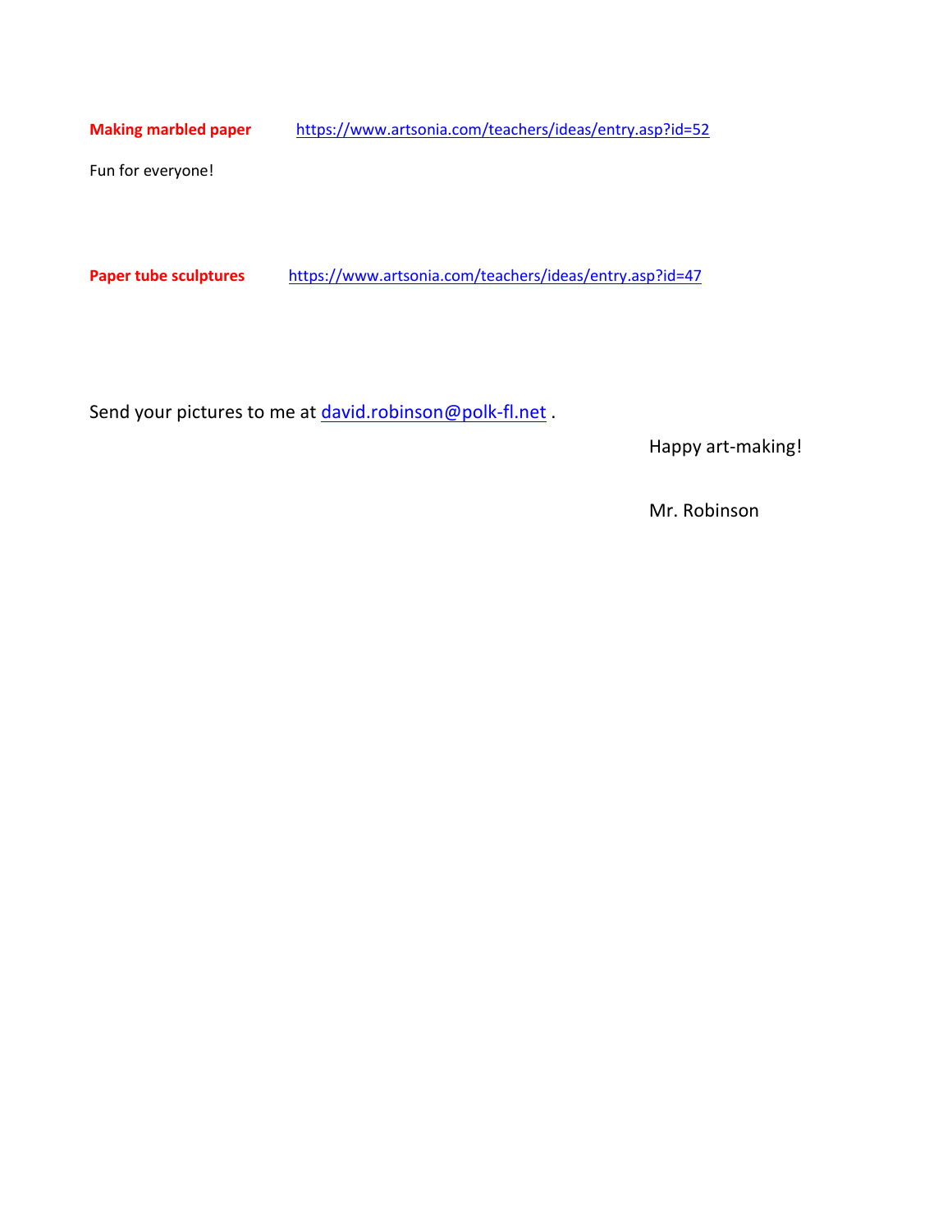**Making marbled paper** https://www.artsonia.com/teachers/ideas/entry.asp?id=52

Fun for everyone!

**Paper tube sculptures** https://www.artsonia.com/teachers/ideas/entry.asp?id=47

Send your pictures to me at david.robinson@polk-fl.net .

Happy art-making!

Mr. Robinson